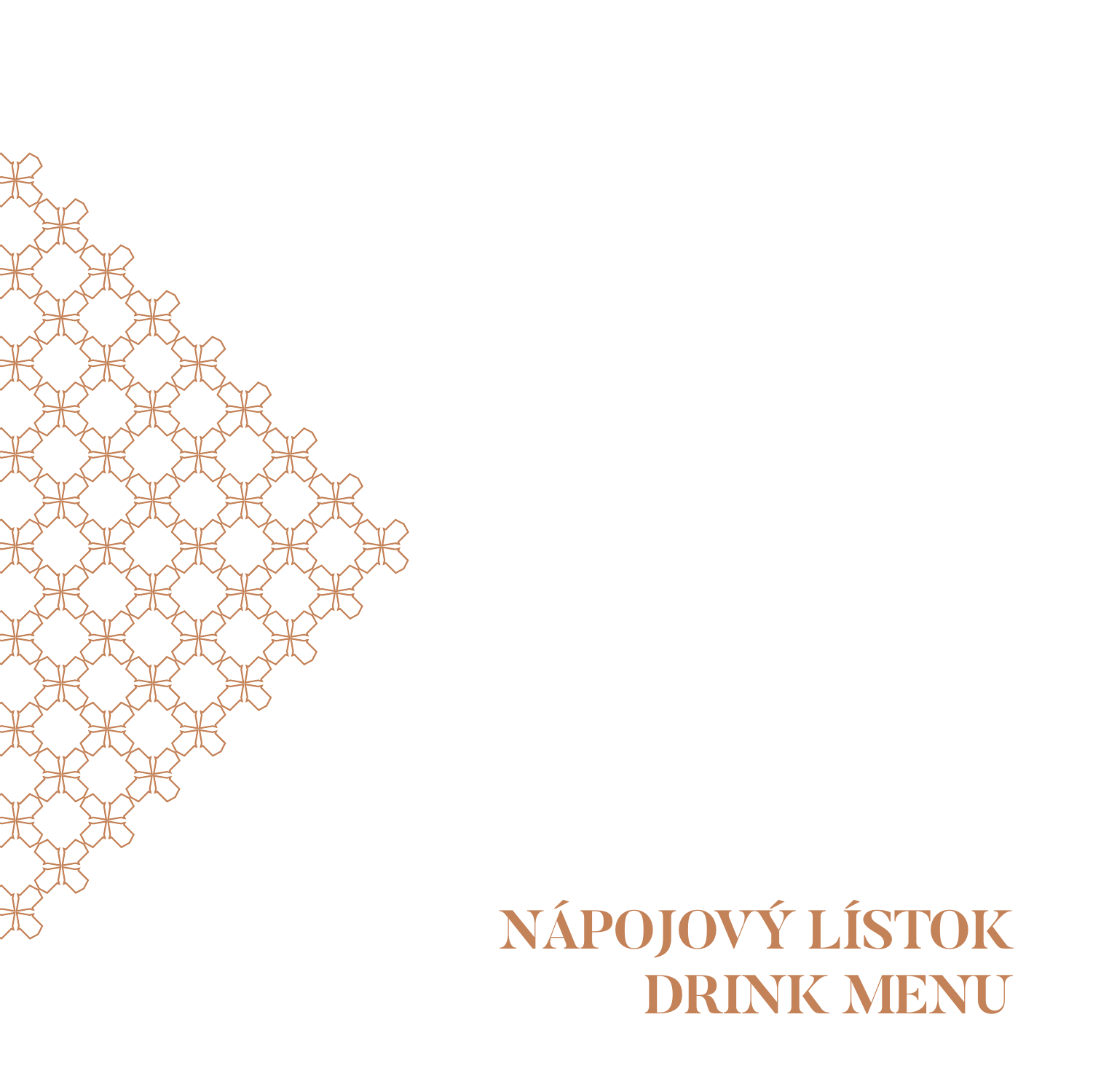# NÁPOJOVÝ LÍSTOK
# DRINK MENU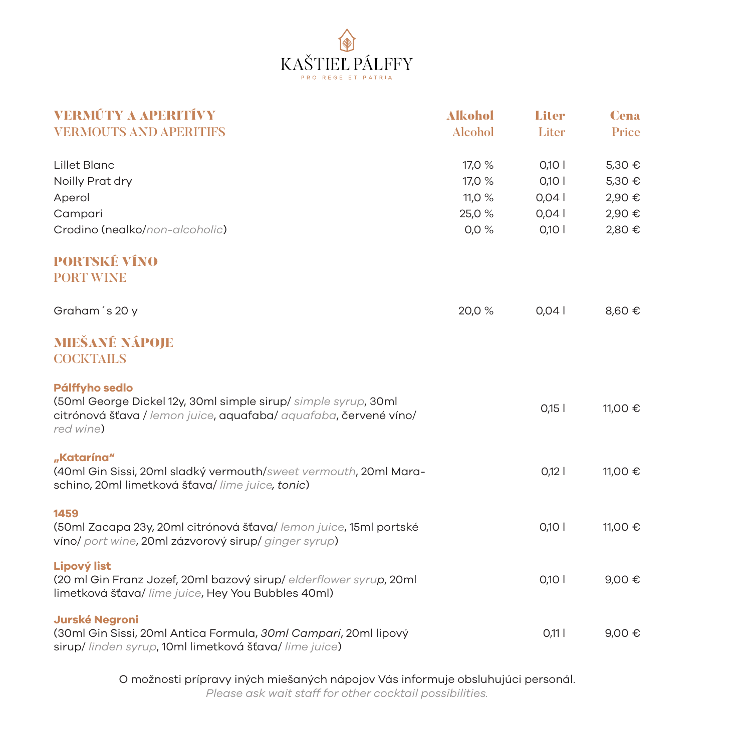# KAŠTIEĽ PÁLFFY

PRO REGE ET PATRIA

| VERMÚTY A APERITÍVY<br>VERMOUTS AND APERITIFS | Alkohol<br>Alcohol | Liter<br>Liter | Cena<br>Price |
|---|---|---|---|
| Lillet Blanc | 17,0 % | 0,10 l | 5,30 € |
| Noilly Prat dry | 17,0 % | 0,10 l | 5,30 € |
| Aperol | 11,0 % | 0,04 l | 2,90 € |
| Campari | 25,0 % | 0,04 l | 2,90 € |
| Crodino (nealko/*non-alcoholic*) | 0,0 % | 0,10 l | 2,80 € |

## PORTSKÉ VÍNO
## PORT WINE

| | | | |
|---|---|---|---|
| Graham´s 20 y | 20,0 % | 0,04 l | 8,60 € |

## MIEŠANÉ NÁPOJE
## COCKTAILS

| | | | |
|---|---|---|---|
| **Pálffyho sedlo**<br>(50ml George Dickel 12y, 30ml simple sirup/ *simple syrup*, 30ml citrónová šťava / *lemon juice*, aquafaba/ *aquafaba*, červené víno/ *red wine*) | | 0,15 l | 11,00 € |
| **„Katarína“**<br>(40ml Gin Sissi, 20ml sladký vermouth/*sweet vermouth*, 20ml Maraschino, 20ml limetková šťava/ *lime juice, tonic*) | | 0,12 l | 11,00 € |
| **1459**<br>(50ml Zacapa 23y, 20ml citrónová šťava/ *lemon juice*, 15ml portské víno/ *port wine*, 20ml zázvorový sirup/ *ginger syrup*) | | 0,10 l | 11,00 € |
| **Lipový list**<br>(20 ml Gin Franz Jozef, 20ml bazový sirup/ *elderflower syrup*, 20ml limetková šťava/ *lime juice*, Hey You Bubbles 40ml) | | 0,10 l | 9,00 € |
| **Jurské Negroni**<br>(30ml Gin Sissi, 20ml Antica Formula, *30ml Campari*, 20ml lipový sirup/ *linden syrup*, 10ml limetková šťava/ *lime juice*) | | 0,11 l | 9,00 € |

O možnosti prípravy iných miešaných nápojov Vás informuje obsluhujúci personál.
*Please ask wait staff for other cocktail possibilities.*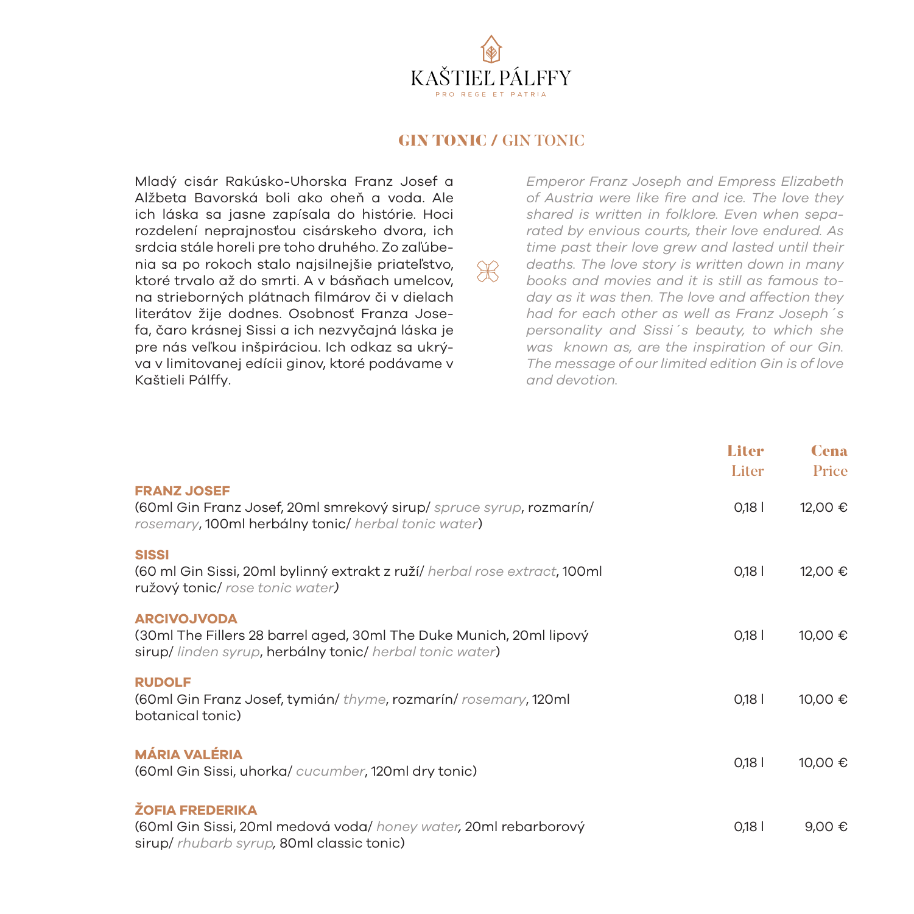KAŠTIEĽ PÁLFFY

PRO REGE ET PATRIA

## GIN TONIC / GIN TONIC

Mladý cisár Rakúsko-Uhorska Franz Josef a Alžbeta Bavorská boli ako oheň a voda. Ale ich láska sa jasne zapísala do histórie. Hoci rozdelení neprajnosťou cisárskeho dvora, ich srdcia stále horeli pre toho druhého. Zo zaľúbenia sa po rokoch stalo najsilnejšie priateľstvo, ktoré trvalo až do smrti. A v básňach umelcov, na strieborných plátnach filmárov či v dielach literátov žije dodnes. Osobnosť Franza Josefa, čaro krásnej Sissi a ich nezvyčajná láska je pre nás veľkou inšpiráciou. Ich odkaz sa ukrýva v limitovanej edícii ginov, ktoré podávame v Kaštieli Pálffy.

*Emperor Franz Joseph and Empress Elizabeth of Austria were like fire and ice. The love they shared is written in folklore. Even when separated by envious courts, their love endured. As time past their love grew and lasted until their deaths. The love story is written down in many books and movies and it is still as famous today as it was then. The love and affection they had for each other as well as Franz Joseph´s personality and Sissi´s beauty, to which she was known as, are the inspiration of our Gin. The message of our limited edition Gin is of love and devotion.*

| | Liter / Liter | Cena / Price |
|---|---|---|
| **FRANZ JOSEF**<br>(60ml Gin Franz Josef, 20ml smrekový sirup/ *spruce syrup*, rozmarín/ *rosemary*, 100ml herbálny tonic/ *herbal tonic water*) | 0,18 l | 12,00 € |
| **SISSI**<br>(60 ml Gin Sissi, 20ml bylinný extrakt z ruží/ *herbal rose extract*, 100ml ružový tonic/ *rose tonic water*) | 0,18 l | 12,00 € |
| **ARCIVOJVODA**<br>(30ml The Fillers 28 barrel aged, 30ml The Duke Munich, 20ml lipový sirup/ *linden syrup*, herbálny tonic/ *herbal tonic water*) | 0,18 l | 10,00 € |
| **RUDOLF**<br>(60ml Gin Franz Josef, tymián/ *thyme*, rozmarín/ *rosemary*, 120ml botanical tonic) | 0,18 l | 10,00 € |
| **MÁRIA VALÉRIA**<br>(60ml Gin Sissi, uhorka/ *cucumber*, 120ml dry tonic) | 0,18 l | 10,00 € |
| **ŽOFIA FREDERIKA**<br>(60ml Gin Sissi, 20ml medová voda/ *honey water*, 20ml rebarborový sirup/ *rhubarb syrup*, 80ml classic tonic) | 0,18 l | 9,00 € |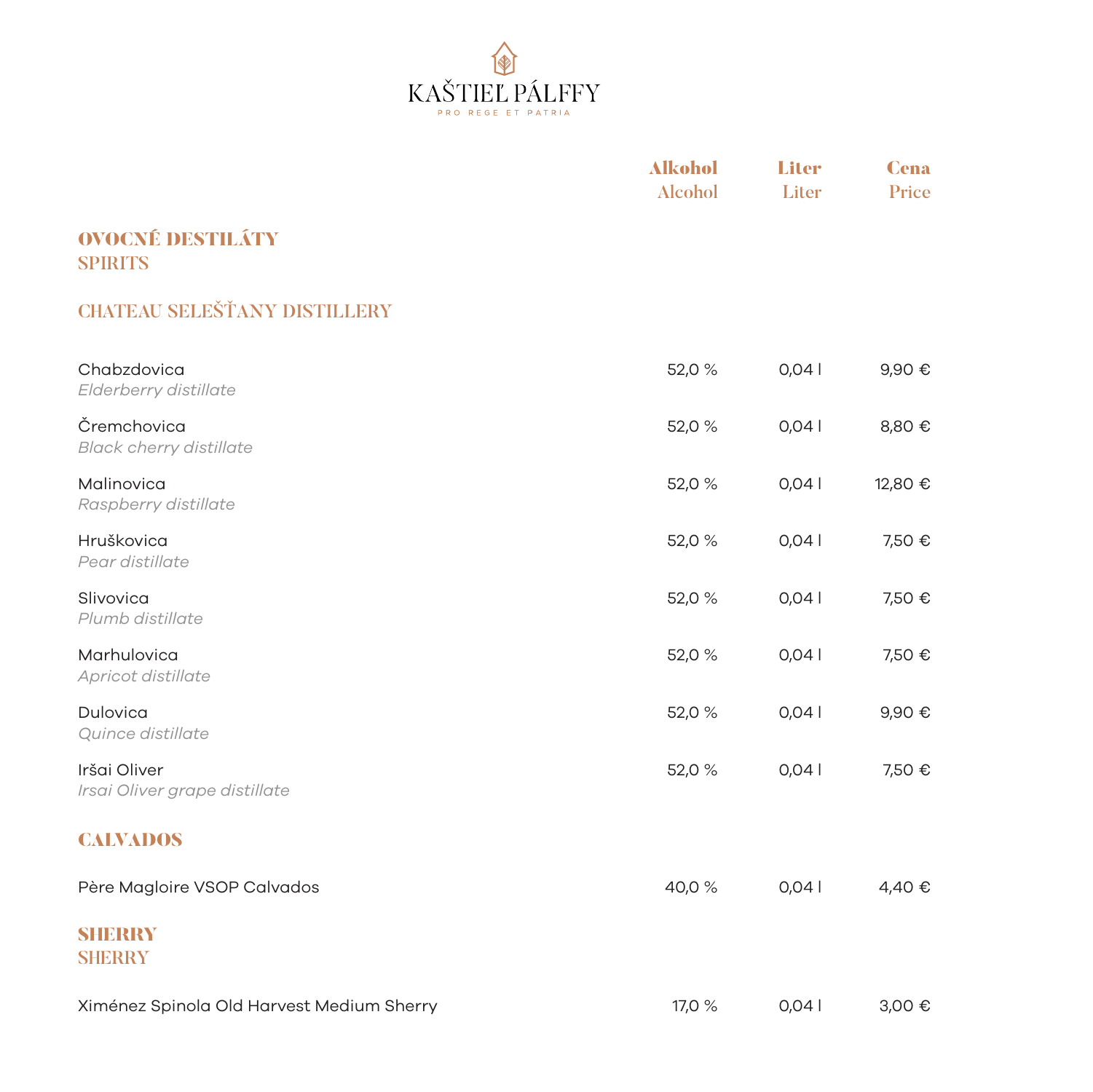# KAŠTIEĽ PÁLFFY

PRO REGE ET PATRIA

| | Alkohol<br>Alcohol | Liter<br>Liter | Cena<br>Price |
|---|---|---|---|
| **OVOCNÉ DESTILÁTY**<br>**SPIRITS** | | | |
| **CHATEAU SELEŠŤANY DISTILLERY** | | | |
| Chabzdovica<br>*Elderberry distillate* | 52,0 % | 0,04 l | 9,90 € |
| Čremchovica<br>*Black cherry distillate* | 52,0 % | 0,04 l | 8,80 € |
| Malinovica<br>*Raspberry distillate* | 52,0 % | 0,04 l | 12,80 € |
| Hruškovica<br>*Pear distillate* | 52,0 % | 0,04 l | 7,50 € |
| Slivovica<br>*Plumb distillate* | 52,0 % | 0,04 l | 7,50 € |
| Marhulovica<br>*Apricot distillate* | 52,0 % | 0,04 l | 7,50 € |
| Dulovica<br>*Quince distillate* | 52,0 % | 0,04 l | 9,90 € |
| Iršai Oliver<br>*Irsai Oliver grape distillate* | 52,0 % | 0,04 l | 7,50 € |
| **CALVADOS** | | | |
| Père Magloire VSOP Calvados | 40,0 % | 0,04 l | 4,40 € |
| **SHERRY**<br>**SHERRY** | | | |
| Ximénez Spinola Old Harvest Medium Sherry | 17,0 % | 0,04 l | 3,00 € |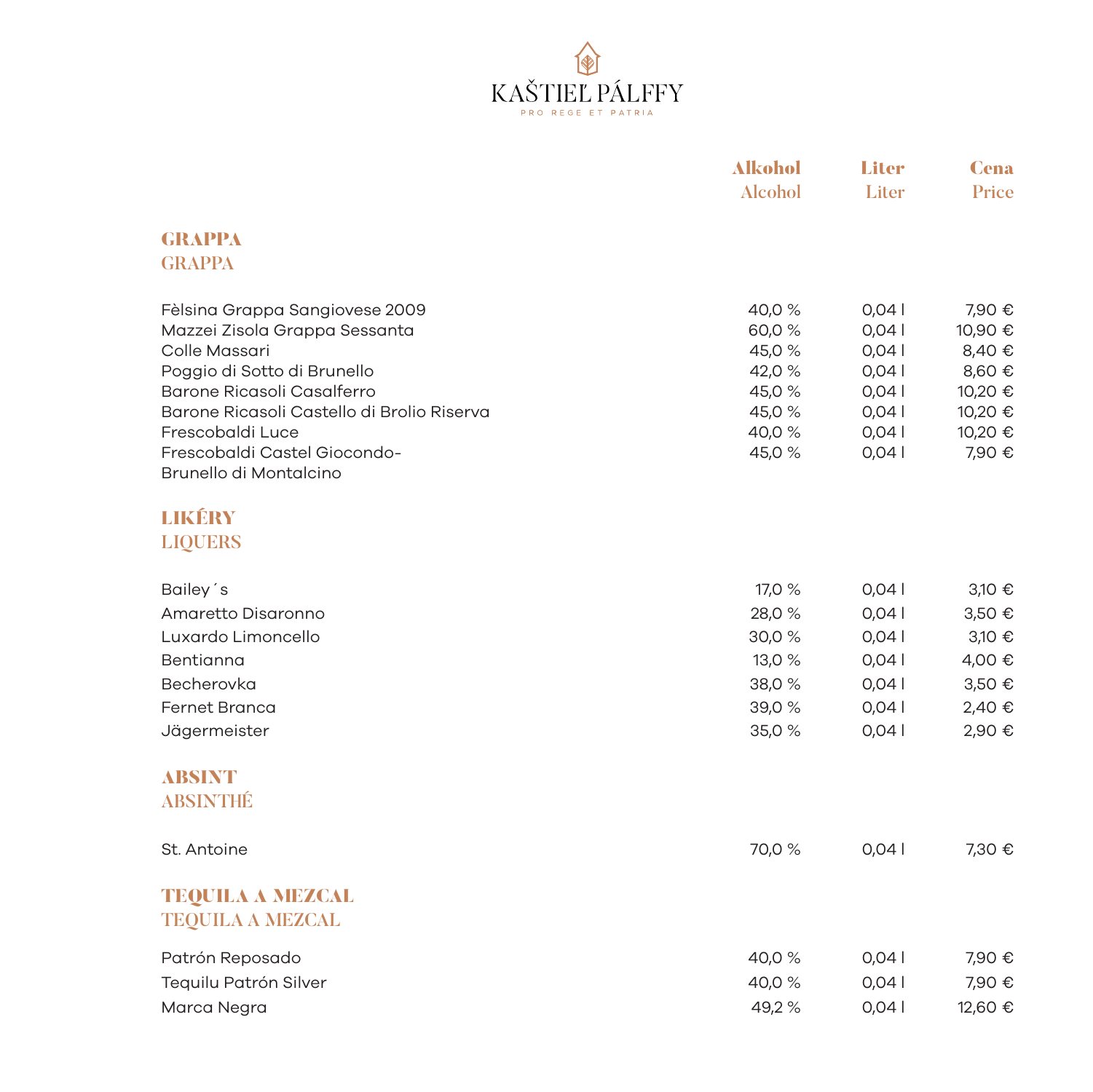# KAŠTIEĽ PÁLFFY

PRO REGE ET PATRIA

| | Alkohol<br>Alcohol | Liter<br>Liter | Cena<br>Price |
|---|---|---|---|
| **GRAPPA**<br>**GRAPPA** | | | |
| Fèlsina Grappa Sangiovese 2009 | 40,0 % | 0,04 l | 7,90 € |
| Mazzei Zisola Grappa Sessanta | 60,0 % | 0,04 l | 10,90 € |
| Colle Massari | 45,0 % | 0,04 l | 8,40 € |
| Poggio di Sotto di Brunello | 42,0 % | 0,04 l | 8,60 € |
| Barone Ricasoli Casalferro | 45,0 % | 0,04 l | 10,20 € |
| Barone Ricasoli Castello di Brolio Riserva | 45,0 % | 0,04 l | 10,20 € |
| Frescobaldi Luce | 40,0 % | 0,04 l | 10,20 € |
| Frescobaldi Castel Giocondo-<br>Brunello di Montalcino | 45,0 % | 0,04 l | 7,90 € |
| **LIKÉRY**<br>**LIQUERS** | | | |
| Bailey´s | 17,0 % | 0,04 l | 3,10 € |
| Amaretto Disaronno | 28,0 % | 0,04 l | 3,50 € |
| Luxardo Limoncello | 30,0 % | 0,04 l | 3,10 € |
| Bentianna | 13,0 % | 0,04 l | 4,00 € |
| Becherovka | 38,0 % | 0,04 l | 3,50 € |
| Fernet Branca | 39,0 % | 0,04 l | 2,40 € |
| Jägermeister | 35,0 % | 0,04 l | 2,90 € |
| **ABSINT**<br>**ABSINTHÉ** | | | |
| St. Antoine | 70,0 % | 0,04 l | 7,30 € |
| **TEQUILA A MEZCAL**<br>**TEQUILA A MEZCAL** | | | |
| Patrón Reposado | 40,0 % | 0,04 l | 7,90 € |
| Tequilu Patrón Silver | 40,0 % | 0,04 l | 7,90 € |
| Marca Negra | 49,2 % | 0,04 l | 12,60 € |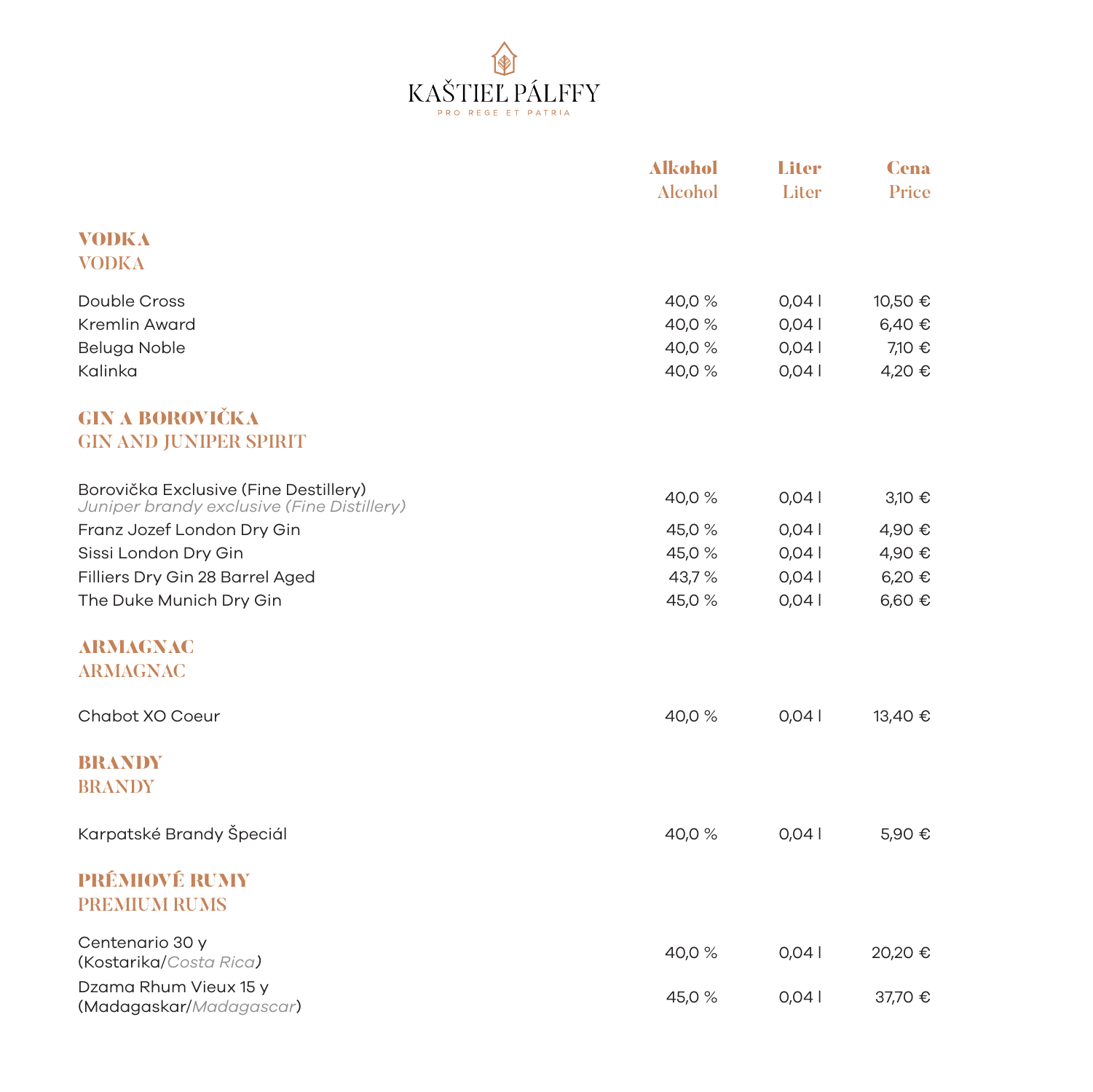# KAŠTIEĽ PÁLFFY

PRO REGE ET PATRIA

| | Alkohol<br>Alcohol | Liter<br>Liter | Cena<br>Price |
|---|---|---|---|
| **VODKA**<br>**VODKA** | | | |
| Double Cross | 40,0 % | 0,04 l | 10,50 € |
| Kremlin Award | 40,0 % | 0,04 l | 6,40 € |
| Beluga Noble | 40,0 % | 0,04 l | 7,10 € |
| Kalinka | 40,0 % | 0,04 l | 4,20 € |
| **GIN A BOROVIČKA**<br>**GIN AND JUNIPER SPIRIT** | | | |
| Borovička Exclusive (Fine Destillery)<br>*Juniper brandy exclusive (Fine Distillery)* | 40,0 % | 0,04 l | 3,10 € |
| Franz Jozef London Dry Gin | 45,0 % | 0,04 l | 4,90 € |
| Sissi London Dry Gin | 45,0 % | 0,04 l | 4,90 € |
| Filliers Dry Gin 28 Barrel Aged | 43,7 % | 0,04 l | 6,20 € |
| The Duke Munich Dry Gin | 45,0 % | 0,04 l | 6,60 € |
| **ARMAGNAC**<br>**ARMAGNAC** | | | |
| Chabot XO Coeur | 40,0 % | 0,04 l | 13,40 € |
| **BRANDY**<br>**BRANDY** | | | |
| Karpatské Brandy Špeciál | 40,0 % | 0,04 l | 5,90 € |
| **PRÉMIOVÉ RUMY**<br>**PREMIUM RUMS** | | | |
| Centenario 30 y<br>(Kostarika/*Costa Rica*) | 40,0 % | 0,04 l | 20,20 € |
| Dzama Rhum Vieux 15 y<br>(Madagaskar/*Madagascar*) | 45,0 % | 0,04 l | 37,70 € |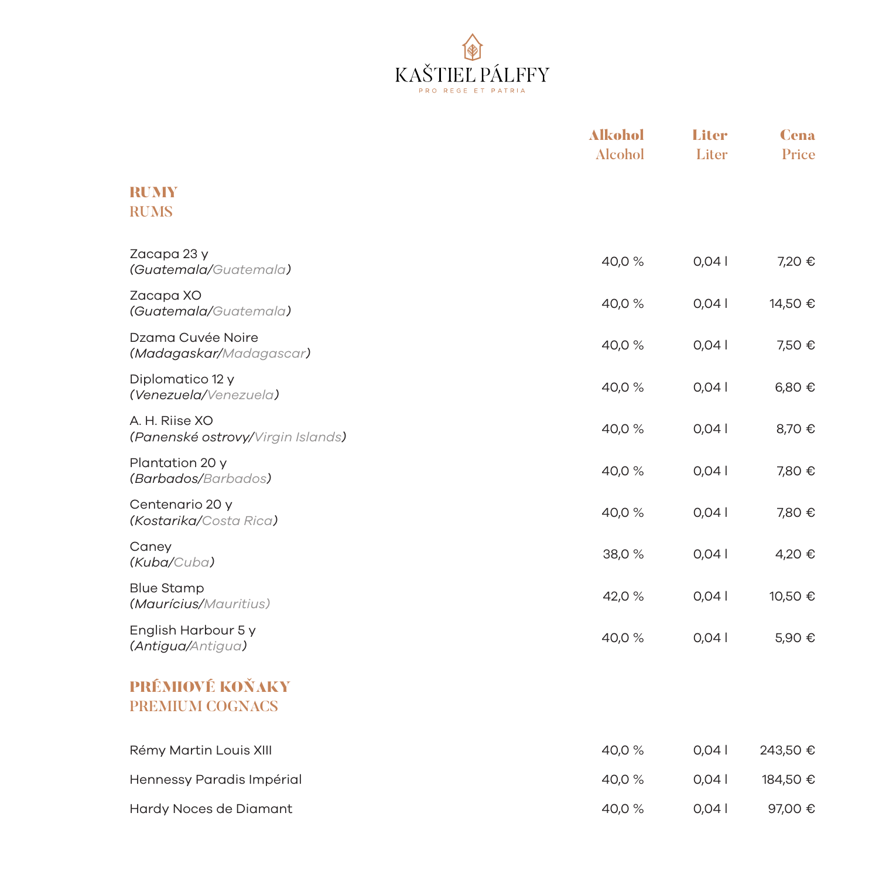# KAŠTIEĽ PÁLFFY

PRO REGE ET PATRIA

| | Alkohol<br>Alcohol | Liter<br>Liter | Cena<br>Price |
|---|---|---|---|
| **RUMY**<br>**RUMS** | | | |
| Zacapa 23 y<br>*(Guatemala/Guatemala)* | 40,0 % | 0,04 l | 7,20 € |
| Zacapa XO<br>*(Guatemala/Guatemala)* | 40,0 % | 0,04 l | 14,50 € |
| Dzama Cuvée Noire<br>*(Madagaskar/Madagascar)* | 40,0 % | 0,04 l | 7,50 € |
| Diplomatico 12 y<br>*(Venezuela/Venezuela)* | 40,0 % | 0,04 l | 6,80 € |
| A. H. Riise XO<br>*(Panenské ostrovy/Virgin Islands)* | 40,0 % | 0,04 l | 8,70 € |
| Plantation 20 y<br>*(Barbados/Barbados)* | 40,0 % | 0,04 l | 7,80 € |
| Centenario 20 y<br>*(Kostarika/Costa Rica)* | 40,0 % | 0,04 l | 7,80 € |
| Caney<br>*(Kuba/Cuba)* | 38,0 % | 0,04 l | 4,20 € |
| Blue Stamp<br>*(Maurícius/Mauritius)* | 42,0 % | 0,04 l | 10,50 € |
| English Harbour 5 y<br>*(Antigua/Antigua)* | 40,0 % | 0,04 l | 5,90 € |
| **PRÉMIOVÉ KOŇAKY**<br>**PREMIUM COGNACS** | | | |
| Rémy Martin Louis XIII | 40,0 % | 0,04 l | 243,50 € |
| Hennessy Paradis Impérial | 40,0 % | 0,04 l | 184,50 € |
| Hardy Noces de Diamant | 40,0 % | 0,04 l | 97,00 € |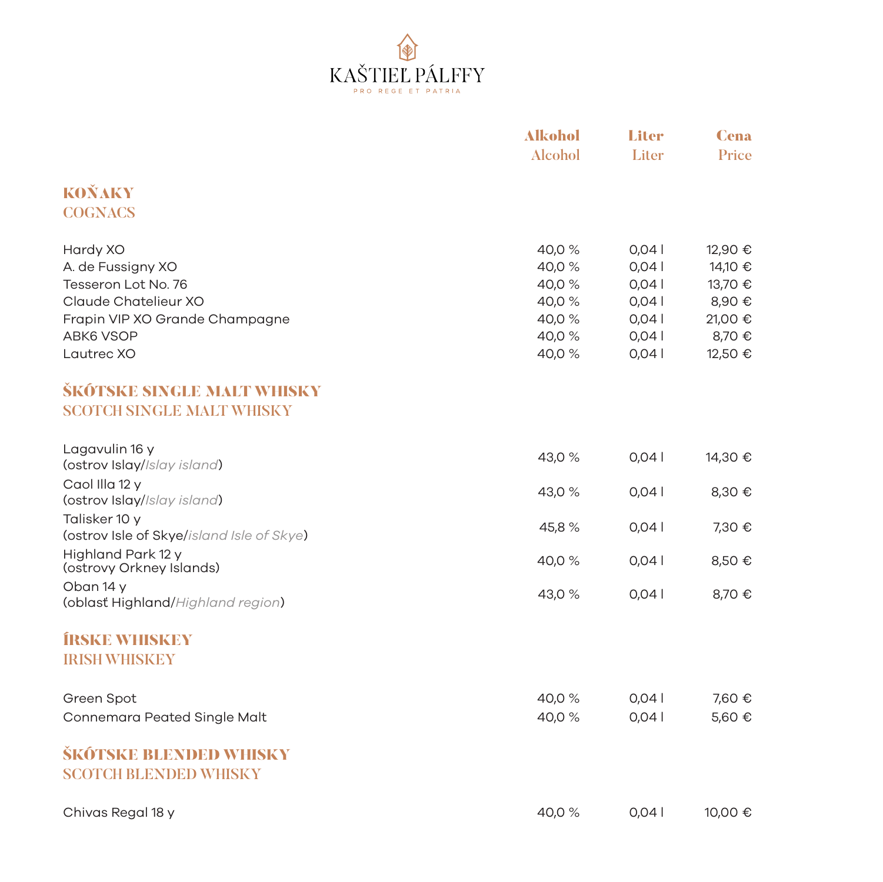KAŠTIEĽ PÁLFFY

PRO REGE ET PATRIA

| | Alkohol<br>Alcohol | Liter<br>Liter | Cena<br>Price |
|---|---|---|---|
| **KOŇAKY**<br>**COGNACS** | | | |
| Hardy XO | 40,0 % | 0,04 l | 12,90 € |
| A. de Fussigny XO | 40,0 % | 0,04 l | 14,10 € |
| Tesseron Lot No. 76 | 40,0 % | 0,04 l | 13,70 € |
| Claude Chatelieur XO | 40,0 % | 0,04 l | 8,90 € |
| Frapin VIP XO Grande Champagne | 40,0 % | 0,04 l | 21,00 € |
| ABK6 VSOP | 40,0 % | 0,04 l | 8,70 € |
| Lautrec XO | 40,0 % | 0,04 l | 12,50 € |
| **ŠKÓTSKE SINGLE MALT WHISKY**<br>**SCOTCH SINGLE MALT WHISKY** | | | |
| Lagavulin 16 y<br>(ostrov Islay/*Islay island*) | 43,0 % | 0,04 l | 14,30 € |
| Caol Illa 12 y<br>(ostrov Islay/*Islay island*) | 43,0 % | 0,04 l | 8,30 € |
| Talisker 10 y<br>(ostrov Isle of Skye/*island Isle of Skye*) | 45,8 % | 0,04 l | 7,30 € |
| Highland Park 12 y<br>(ostrovy Orkney Islands) | 40,0 % | 0,04 l | 8,50 € |
| Oban 14 y<br>(oblasť Highland/*Highland region*) | 43,0 % | 0,04 l | 8,70 € |
| **ÍRSKE WHISKEY**<br>**IRISH WHISKEY** | | | |
| Green Spot | 40,0 % | 0,04 l | 7,60 € |
| Connemara Peated Single Malt | 40,0 % | 0,04 l | 5,60 € |
| **ŠKÓTSKE BLENDED WHISKY**<br>**SCOTCH BLENDED WHISKY** | | | |
| Chivas Regal 18 y | 40,0 % | 0,04 l | 10,00 € |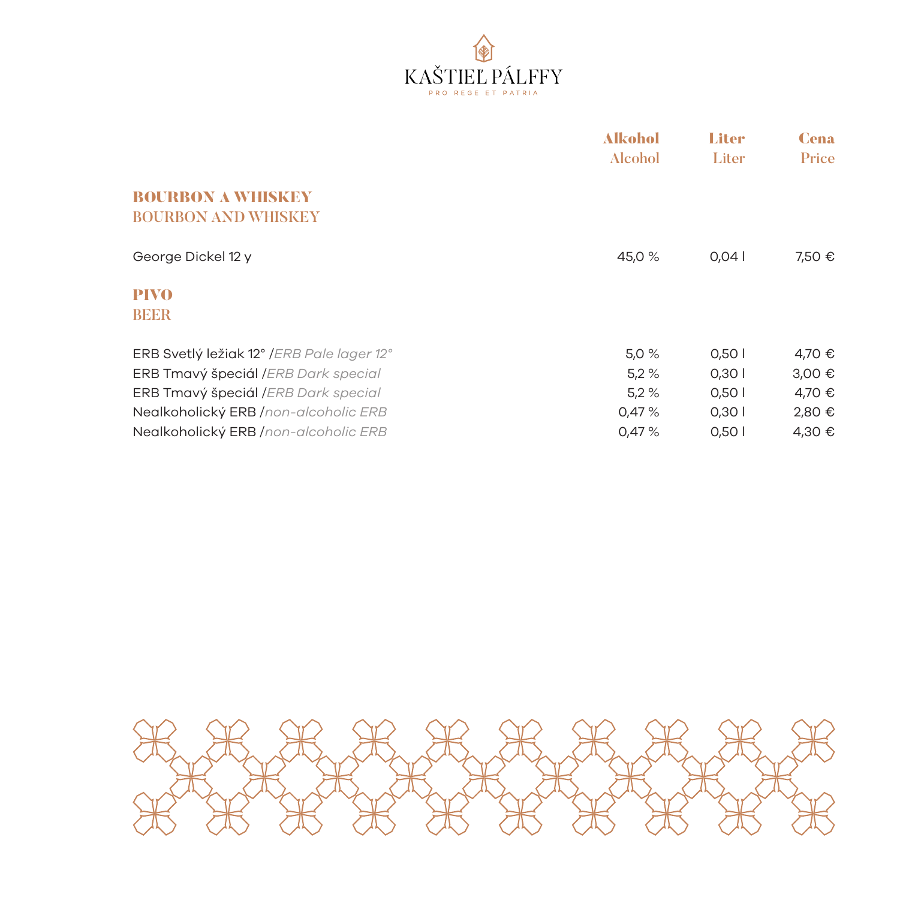# KAŠTIEĽ PÁLFFY

PRO REGE ET PATRIA

| | Alkohol<br>Alcohol | Liter<br>Liter | Cena<br>Price |
|---|---|---|---|
| **BOURBON A WHISKEY**<br>**BOURBON AND WHISKEY** | | | |
| George Dickel 12 y | 45,0 % | 0,04 l | 7,50 € |
| **PIVO**<br>**BEER** | | | |
| ERB Svetlý ležiak 12° /*ERB Pale lager 12°* | 5,0 % | 0,50 l | 4,70 € |
| ERB Tmavý špeciál /*ERB Dark special* | 5,2 % | 0,30 l | 3,00 € |
| ERB Tmavý špeciál /*ERB Dark special* | 5,2 % | 0,50 l | 4,70 € |
| Nealkoholický ERB /*non-alcoholic ERB* | 0,47 % | 0,30 l | 2,80 € |
| Nealkoholický ERB /*non-alcoholic ERB* | 0,47 % | 0,50 l | 4,30 € |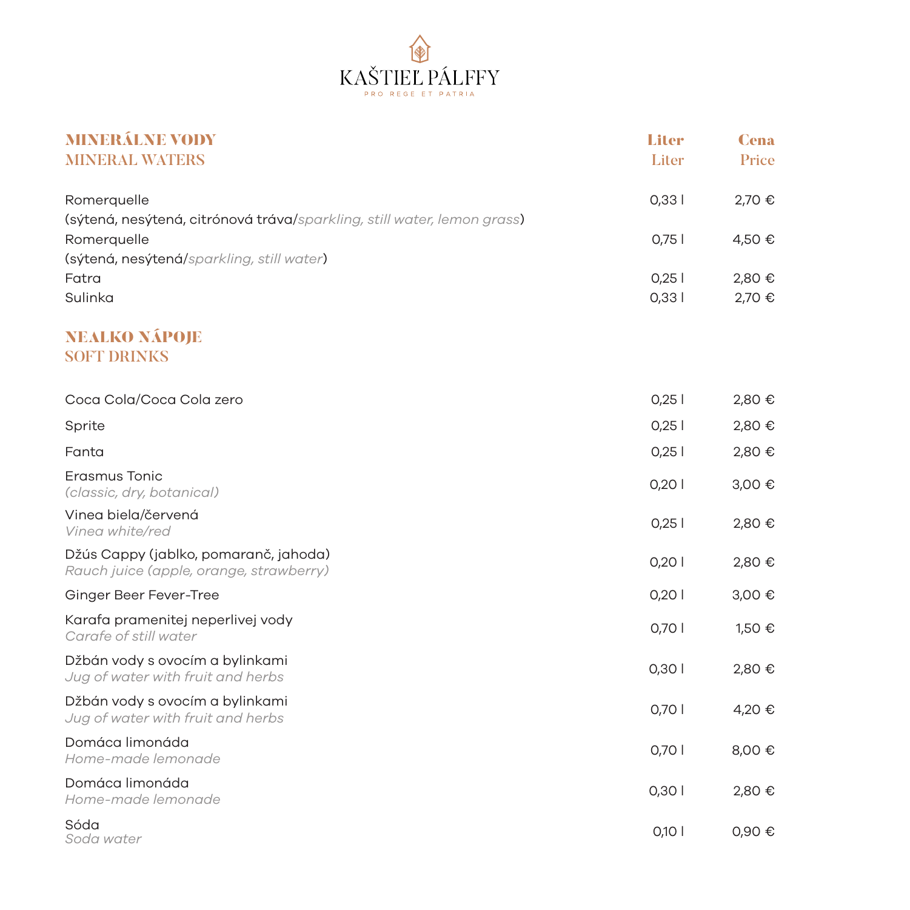# KAŠTIEĽ PÁLFFY

PRO REGE ET PATRIA

## MINERÁLNE VODY
## MINERAL WATERS

| | Liter<br>Liter | Cena<br>Price |
|---|---|---|
| Romerquelle<br>(sýtená, nesýtená, citrónová tráva/*sparkling, still water, lemon grass*) | 0,33 l | 2,70 € |
| Romerquelle<br>(sýtená, nesýtená/*sparkling, still water*) | 0,75 l | 4,50 € |
| Fatra | 0,25 l | 2,80 € |
| Sulinka | 0,33 l | 2,70 € |

## NEALKO NÁPOJE
## SOFT DRINKS

| | | |
|---|---|---|
| Coca Cola/Coca Cola zero | 0,25 l | 2,80 € |
| Sprite | 0,25 l | 2,80 € |
| Fanta | 0,25 l | 2,80 € |
| Erasmus Tonic<br>*(classic, dry, botanical)* | 0,20 l | 3,00 € |
| Vinea biela/červená<br>*Vinea white/red* | 0,25 l | 2,80 € |
| Džús Cappy (jablko, pomaranč, jahoda)<br>*Rauch juice (apple, orange, strawberry)* | 0,20 l | 2,80 € |
| Ginger Beer Fever-Tree | 0,20 l | 3,00 € |
| Karafa pramenitej neperlivej vody<br>*Carafe of still water* | 0,70 l | 1,50 € |
| Džbán vody s ovocím a bylinkami<br>*Jug of water with fruit and herbs* | 0,30 l | 2,80 € |
| Džbán vody s ovocím a bylinkami<br>*Jug of water with fruit and herbs* | 0,70 l | 4,20 € |
| Domáca limonáda<br>*Home-made lemonade* | 0,70 l | 8,00 € |
| Domáca limonáda<br>*Home-made lemonade* | 0,30 l | 2,80 € |
| Sóda<br>*Soda water* | 0,10 l | 0,90 € |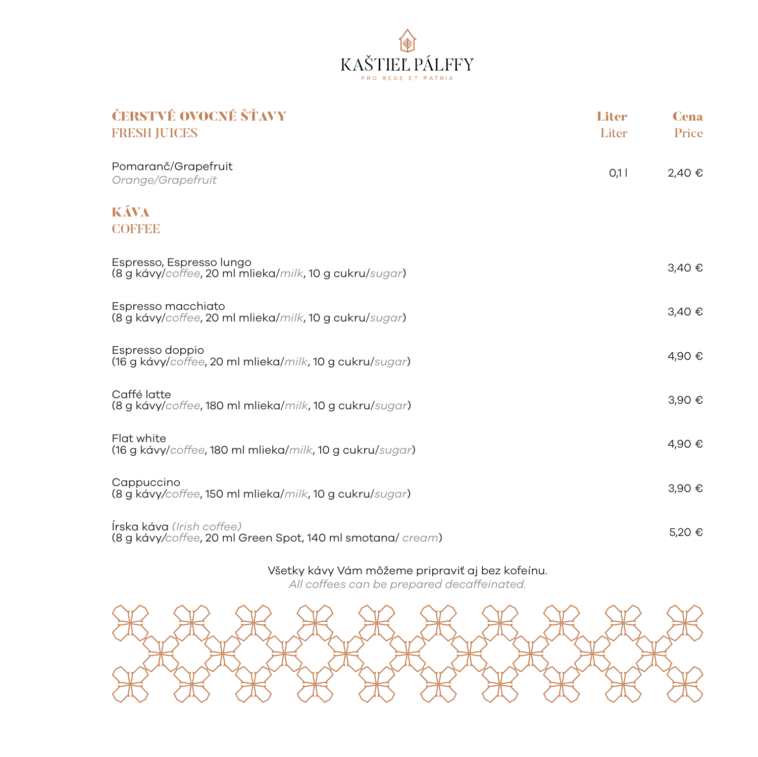# KAŠTIEĽ PÁLFFY

PRO REGE ET PATRIA

| **ČERSTVÉ OVOCNÉ ŠŤAVY**<br>**FRESH JUICES** | **Liter**<br>Liter | **Cena**<br>Price |
|---|---|---|
| Pomaranč/Grapefruit<br>*Orange/Grapefruit* | 0,1 l | 2,40 € |

## KÁVA
## COFFEE

| | |
|---|---|
| Espresso, Espresso lungo<br>(8 g kávy/*coffee*, 20 ml mlieka/*milk*, 10 g cukru/*sugar*) | 3,40 € |
| Espresso macchiato<br>(8 g kávy/*coffee*, 20 ml mlieka/*milk*, 10 g cukru/*sugar*) | 3,40 € |
| Espresso doppio<br>(16 g kávy/*coffee*, 20 ml mlieka/*milk*, 10 g cukru/*sugar*) | 4,90 € |
| Caffé latte<br>(8 g kávy/*coffee*, 180 ml mlieka/*milk*, 10 g cukru/*sugar*) | 3,90 € |
| Flat white<br>(16 g kávy/*coffee*, 180 ml mlieka/*milk*, 10 g cukru/*sugar*) | 4,90 € |
| Cappuccino<br>(8 g kávy/*coffee*, 150 ml mlieka/*milk*, 10 g cukru/*sugar*) | 3,90 € |
| Írska káva *(Irish coffee)*<br>(8 g kávy/*coffee*, 20 ml Green Spot, 140 ml smotana/ *cream*) | 5,20 € |

Všetky kávy Vám môžeme pripraviť aj bez kofeínu.
*All coffees can be prepared decaffeinated.*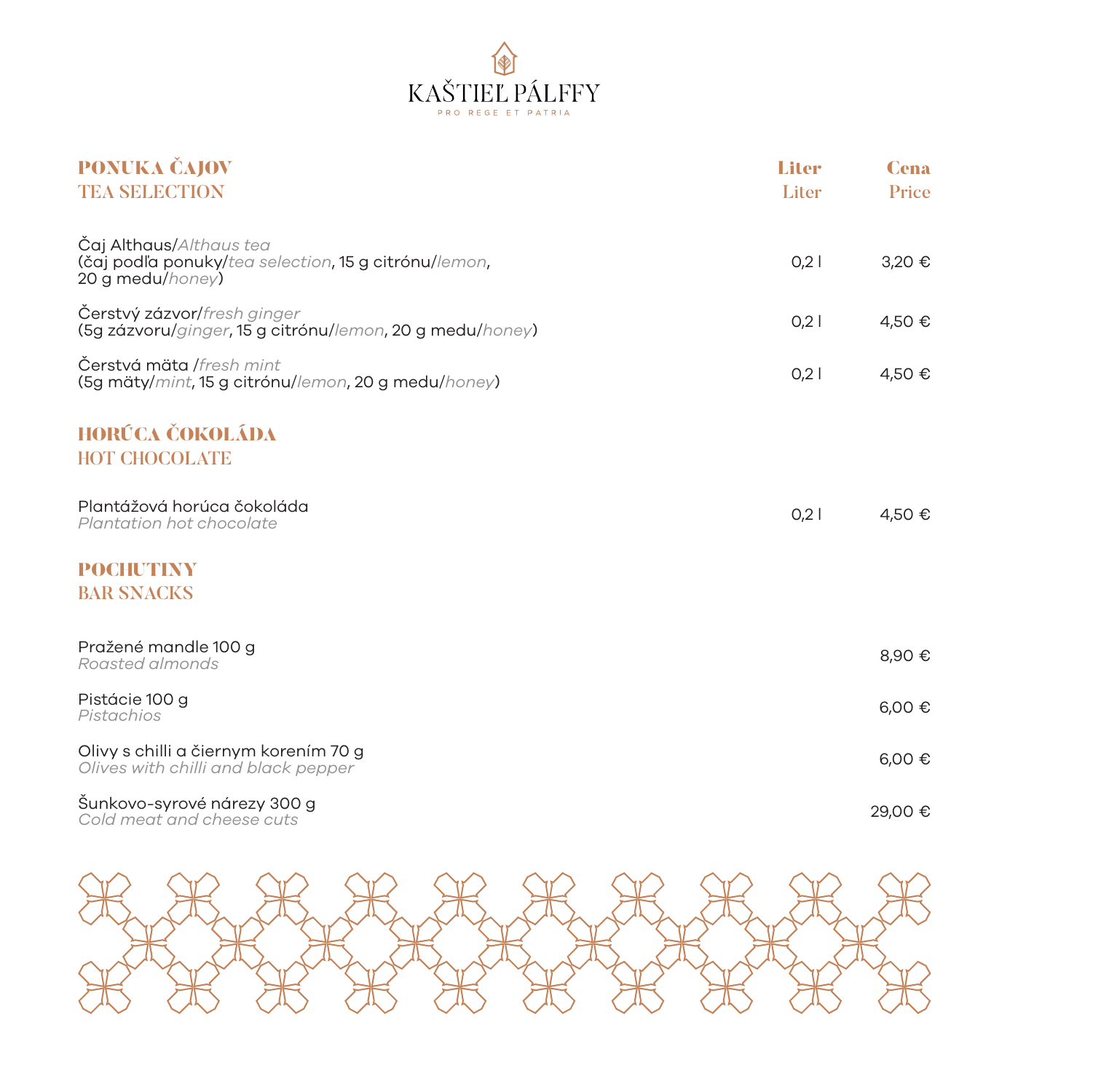# KAŠTIEĽ PÁLFFY

PRO REGE ET PATRIA

## PONUKA ČAJOV
## TEA SELECTION

| | Liter / Liter | Cena / Price |
|---|---|---|
| Čaj Althaus/*Althaus tea* (čaj podľa ponuky/*tea selection*, 15 g citrónu/*lemon*, 20 g medu/*honey*) | 0,2 l | 3,20 € |
| Čerstvý zázvor/*fresh ginger* (5g zázvoru/*ginger*, 15 g citrónu/*lemon*, 20 g medu/*honey*) | 0,2 l | 4,50 € |
| Čerstvá mäta /*fresh mint* (5g mäty/*mint*, 15 g citrónu/*lemon*, 20 g medu/*honey*) | 0,2 l | 4,50 € |

## HORÚCA ČOKOLÁDA
## HOT CHOCOLATE

| | | |
|---|---|---|
| Plantážová horúca čokoláda *Plantation hot chocolate* | 0,2 l | 4,50 € |

## POCHUTINY
## BAR SNACKS

| | |
|---|---|
| Pražené mandle 100 g *Roasted almonds* | 8,90 € |
| Pistácie 100 g *Pistachios* | 6,00 € |
| Olivy s chilli a čiernym korením 70 g *Olives with chilli and black pepper* | 6,00 € |
| Šunkovo-syrové nárezy 300 g *Cold meat and cheese cuts* | 29,00 € |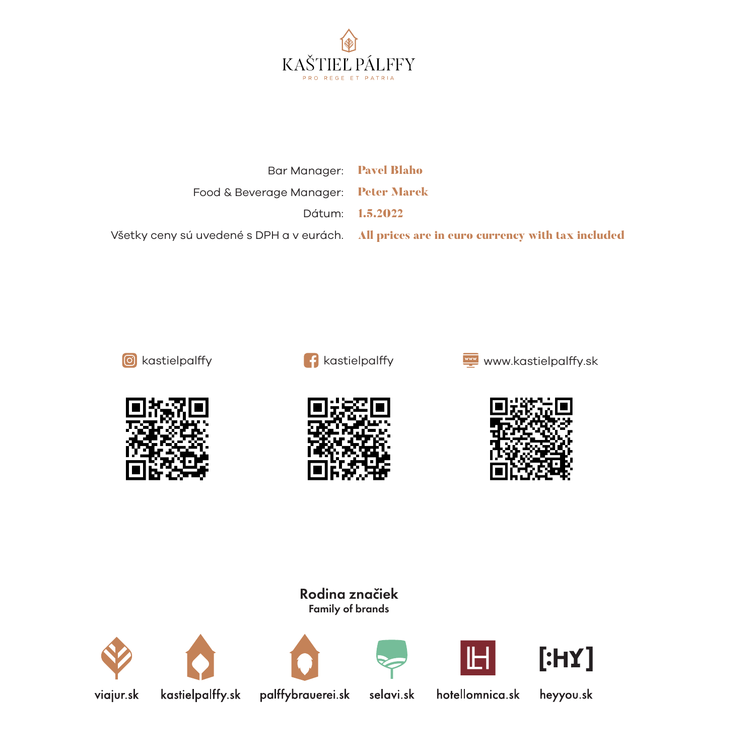# KAŠTIEĽ PÁLFFY

PRO REGE ET PATRIA

| | |
|---|---|
| Bar Manager: | **Pavel Blaho** |
| Food & Beverage Manager: | **Peter Marek** |
| Dátum: | **1.5.2022** |
| Všetky ceny sú uvedené s DPH a v eurách. | **All prices are in euro currency with tax included** |

kastielpalffy

kastielpalffy

www.kastielpalffy.sk

**Rodina značiek**

**Family of brands**

viajur.sk

kastielpalffy.sk

palffybrauerei.sk

selavi.sk

hotellomnica.sk

[:HY]

heyyou.sk